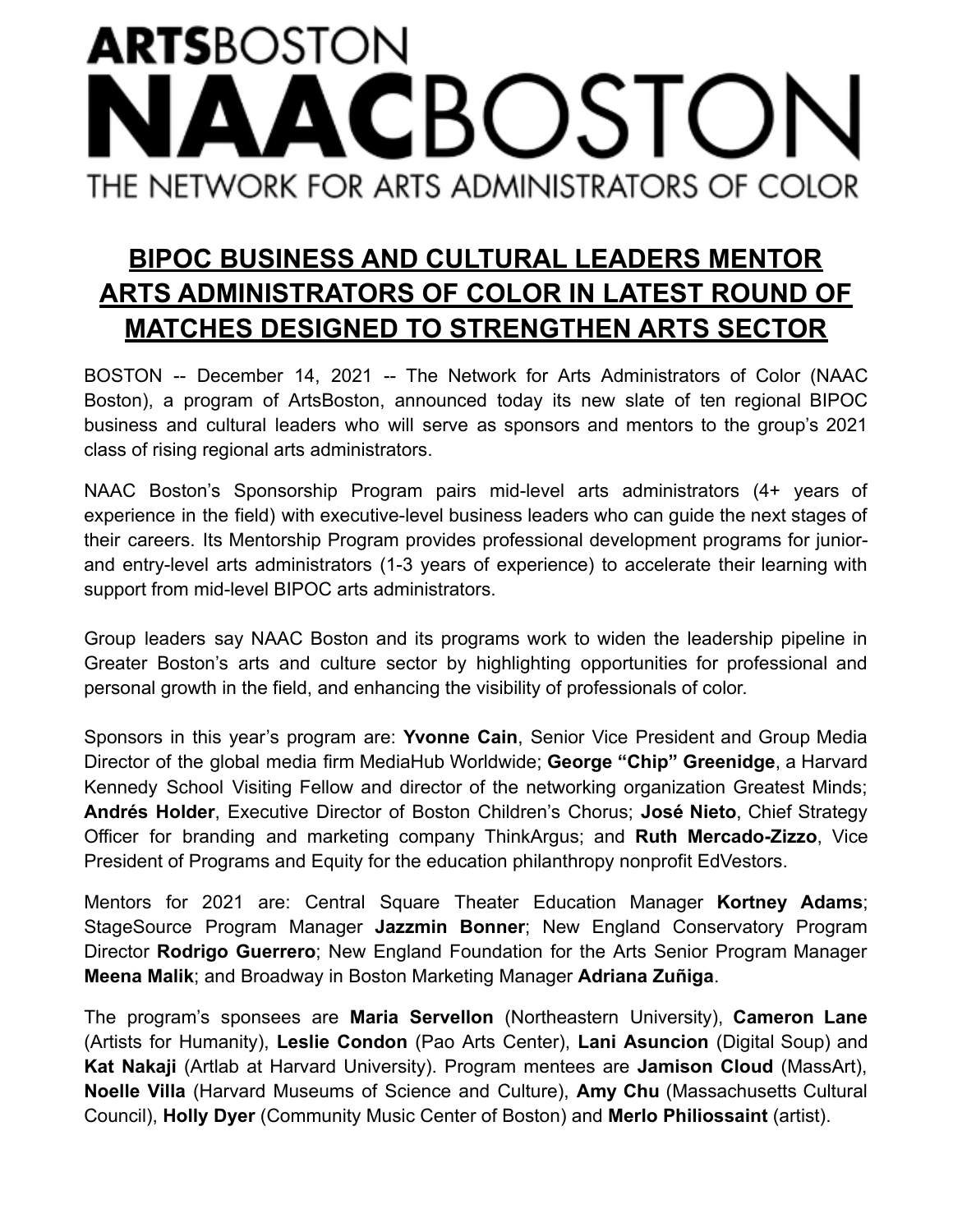# ARTSBOSTON NAACBOSTON
## THE NETWORK FOR ARTS ADMINISTRATORS OF COLOR

## BIPOC BUSINESS AND CULTURAL LEADERS MENTOR ARTS ADMINISTRATORS OF COLOR IN LATEST ROUND OF MATCHES DESIGNED TO STRENGTHEN ARTS SECTOR

BOSTON -- December 14, 2021 -- The Network for Arts Administrators of Color (NAAC Boston), a program of ArtsBoston, announced today its new slate of ten regional BIPOC business and cultural leaders who will serve as sponsors and mentors to the group's 2021 class of rising regional arts administrators.

NAAC Boston's Sponsorship Program pairs mid-level arts administrators (4+ years of experience in the field) with executive-level business leaders who can guide the next stages of their careers. Its Mentorship Program provides professional development programs for junior- and entry-level arts administrators (1-3 years of experience) to accelerate their learning with support from mid-level BIPOC arts administrators.

Group leaders say NAAC Boston and its programs work to widen the leadership pipeline in Greater Boston's arts and culture sector by highlighting opportunities for professional and personal growth in the field, and enhancing the visibility of professionals of color.

Sponsors in this year's program are: **Yvonne Cain**, Senior Vice President and Group Media Director of the global media firm MediaHub Worldwide; **George "Chip" Greenidge**, a Harvard Kennedy School Visiting Fellow and director of the networking organization Greatest Minds; **Andrés Holder**, Executive Director of Boston Children's Chorus; **José Nieto**, Chief Strategy Officer for branding and marketing company ThinkArgus; and **Ruth Mercado-Zizzo**, Vice President of Programs and Equity for the education philanthropy nonprofit EdVestors.

Mentors for 2021 are: Central Square Theater Education Manager **Kortney Adams**; StageSource Program Manager **Jazzmin Bonner**; New England Conservatory Program Director **Rodrigo Guerrero**; New England Foundation for the Arts Senior Program Manager **Meena Malik**; and Broadway in Boston Marketing Manager **Adriana Zuñiga**.

The program's sponsees are **Maria Servellon** (Northeastern University), **Cameron Lane** (Artists for Humanity), **Leslie Condon** (Pao Arts Center), **Lani Asuncion** (Digital Soup) and **Kat Nakaji** (Artlab at Harvard University). Program mentees are **Jamison Cloud** (MassArt), **Noelle Villa** (Harvard Museums of Science and Culture), **Amy Chu** (Massachusetts Cultural Council), **Holly Dyer** (Community Music Center of Boston) and **Merlo Philiossaint** (artist).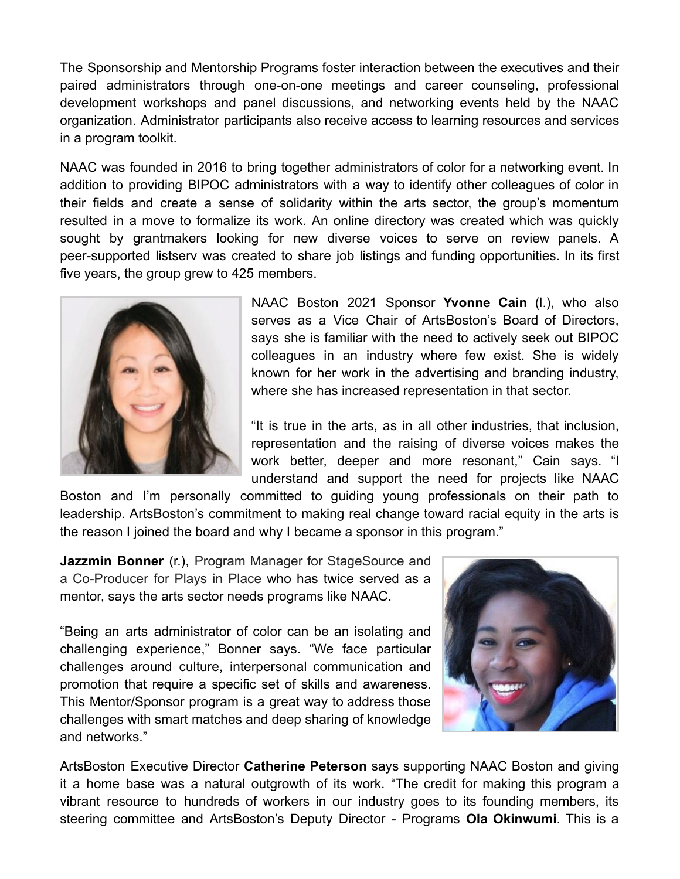The Sponsorship and Mentorship Programs foster interaction between the executives and their paired administrators through one-on-one meetings and career counseling, professional development workshops and panel discussions, and networking events held by the NAAC organization. Administrator participants also receive access to learning resources and services in a program toolkit.

NAAC was founded in 2016 to bring together administrators of color for a networking event. In addition to providing BIPOC administrators with a way to identify other colleagues of color in their fields and create a sense of solidarity within the arts sector, the group's momentum resulted in a move to formalize its work. An online directory was created which was quickly sought by grantmakers looking for new diverse voices to serve on review panels. A peer-supported listserv was created to share job listings and funding opportunities. In its first five years, the group grew to 425 members.

NAAC Boston 2021 Sponsor **Yvonne Cain** (l.), who also serves as a Vice Chair of ArtsBoston's Board of Directors, says she is familiar with the need to actively seek out BIPOC colleagues in an industry where few exist. She is widely known for her work in the advertising and branding industry, where she has increased representation in that sector.

"It is true in the arts, as in all other industries, that inclusion, representation and the raising of diverse voices makes the work better, deeper and more resonant," Cain says. "I understand and support the need for projects like NAAC Boston and I'm personally committed to guiding young professionals on their path to leadership. ArtsBoston's commitment to making real change toward racial equity in the arts is the reason I joined the board and why I became a sponsor in this program."

**Jazzmin Bonner** (r.), Program Manager for StageSource and a Co-Producer for Plays in Place who has twice served as a mentor, says the arts sector needs programs like NAAC.

"Being an arts administrator of color can be an isolating and challenging experience," Bonner says. "We face particular challenges around culture, interpersonal communication and promotion that require a specific set of skills and awareness. This Mentor/Sponsor program is a great way to address those challenges with smart matches and deep sharing of knowledge and networks."

ArtsBoston Executive Director **Catherine Peterson** says supporting NAAC Boston and giving it a home base was a natural outgrowth of its work. "The credit for making this program a vibrant resource to hundreds of workers in our industry goes to its founding members, its steering committee and ArtsBoston's Deputy Director - Programs **Ola Okinwumi**. This is a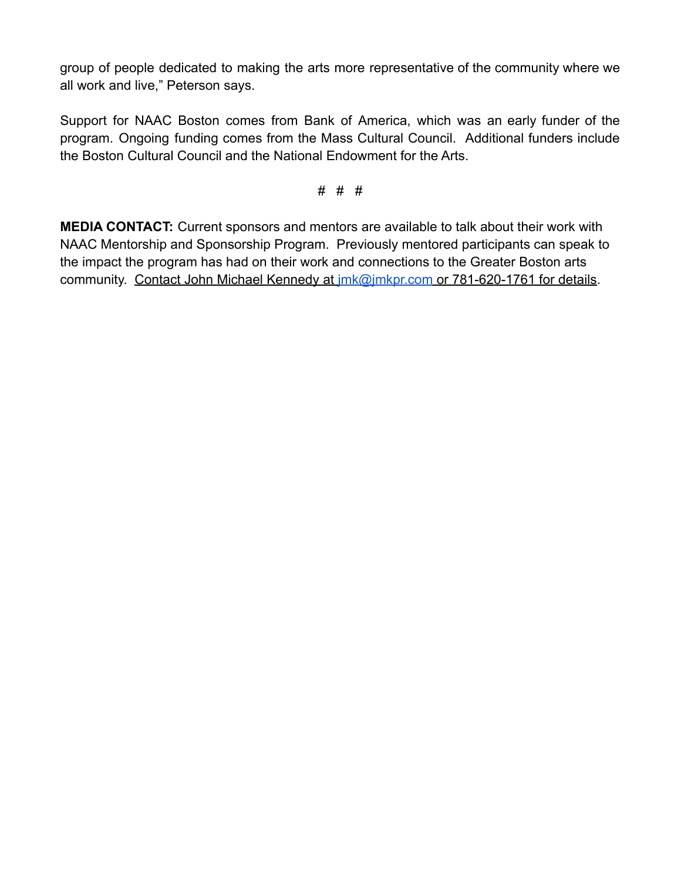group of people dedicated to making the arts more representative of the community where we all work and live," Peterson says.

Support for NAAC Boston comes from Bank of America, which was an early funder of the program. Ongoing funding comes from the Mass Cultural Council. Additional funders include the Boston Cultural Council and the National Endowment for the Arts.

# # #

**MEDIA CONTACT:** Current sponsors and mentors are available to talk about their work with NAAC Mentorship and Sponsorship Program. Previously mentored participants can speak to the impact the program has had on their work and connections to the Greater Boston arts community. Contact John Michael Kennedy at jmk@jmkpr.com or 781-620-1761 for details.